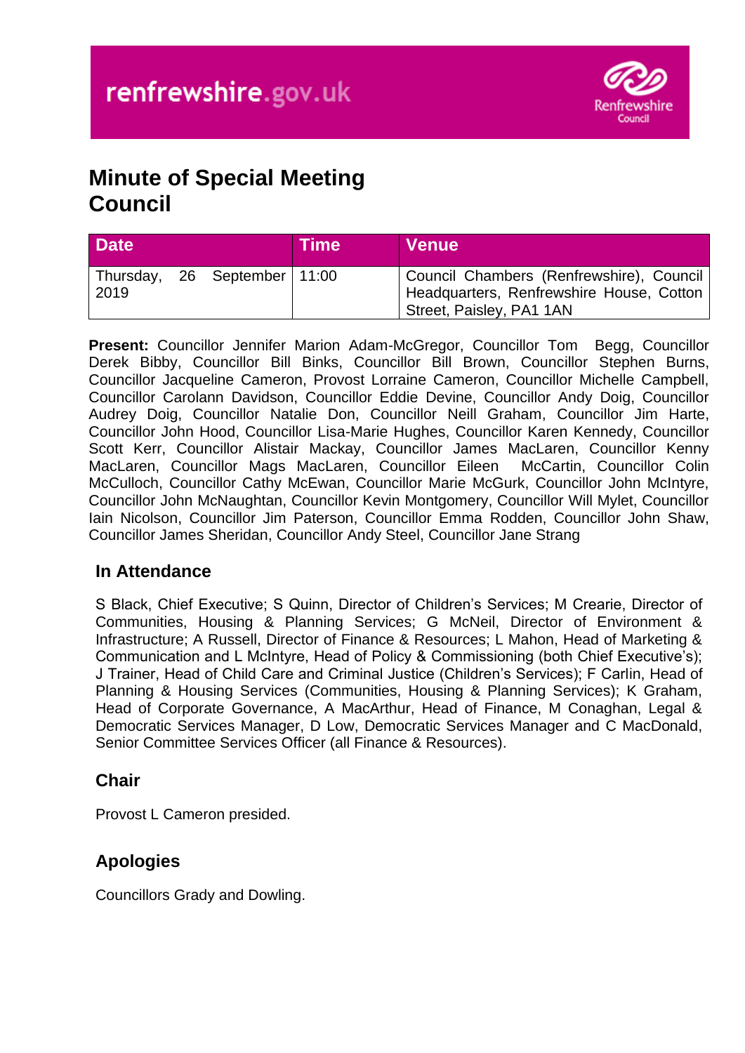# Minute of Special Meeting
# Council

| Date | Time | Venue |
|---|---|---|
| Thursday, 26 September 2019 | 11:00 | Council Chambers (Renfrewshire), Council Headquarters, Renfrewshire House, Cotton Street, Paisley, PA1 1AN |

**Present:** Councillor Jennifer Marion Adam-McGregor, Councillor Tom Begg, Councillor Derek Bibby, Councillor Bill Binks, Councillor Bill Brown, Councillor Stephen Burns, Councillor Jacqueline Cameron, Provost Lorraine Cameron, Councillor Michelle Campbell, Councillor Carolann Davidson, Councillor Eddie Devine, Councillor Andy Doig, Councillor Audrey Doig, Councillor Natalie Don, Councillor Neill Graham, Councillor Jim Harte, Councillor John Hood, Councillor Lisa-Marie Hughes, Councillor Karen Kennedy, Councillor Scott Kerr, Councillor Alistair Mackay, Councillor James MacLaren, Councillor Kenny MacLaren, Councillor Mags MacLaren, Councillor Eileen McCartin, Councillor Colin McCulloch, Councillor Cathy McEwan, Councillor Marie McGurk, Councillor John McIntyre, Councillor John McNaughtan, Councillor Kevin Montgomery, Councillor Will Mylet, Councillor Iain Nicolson, Councillor Jim Paterson, Councillor Emma Rodden, Councillor John Shaw, Councillor James Sheridan, Councillor Andy Steel, Councillor Jane Strang

## In Attendance

S Black, Chief Executive; S Quinn, Director of Children's Services; M Crearie, Director of Communities, Housing & Planning Services; G McNeil, Director of Environment & Infrastructure; A Russell, Director of Finance & Resources; L Mahon, Head of Marketing & Communication and L McIntyre, Head of Policy & Commissioning (both Chief Executive's); J Trainer, Head of Child Care and Criminal Justice (Children's Services); F Carlin, Head of Planning & Housing Services (Communities, Housing & Planning Services); K Graham, Head of Corporate Governance, A MacArthur, Head of Finance, M Conaghan, Legal & Democratic Services Manager, D Low, Democratic Services Manager and C MacDonald, Senior Committee Services Officer (all Finance & Resources).

## Chair

Provost L Cameron presided.

## Apologies

Councillors Grady and Dowling.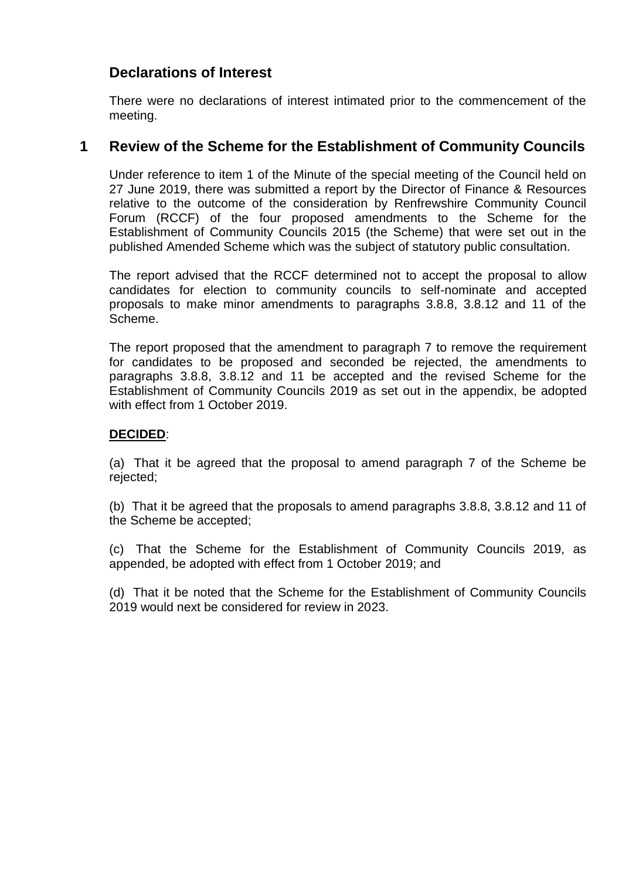## Declarations of Interest

There were no declarations of interest intimated prior to the commencement of the meeting.

## 1 Review of the Scheme for the Establishment of Community Councils

Under reference to item 1 of the Minute of the special meeting of the Council held on 27 June 2019, there was submitted a report by the Director of Finance & Resources relative to the outcome of the consideration by Renfrewshire Community Council Forum (RCCF) of the four proposed amendments to the Scheme for the Establishment of Community Councils 2015 (the Scheme) that were set out in the published Amended Scheme which was the subject of statutory public consultation.

The report advised that the RCCF determined not to accept the proposal to allow candidates for election to community councils to self-nominate and accepted proposals to make minor amendments to paragraphs 3.8.8, 3.8.12 and 11 of the Scheme.

The report proposed that the amendment to paragraph 7 to remove the requirement for candidates to be proposed and seconded be rejected, the amendments to paragraphs 3.8.8, 3.8.12 and 11 be accepted and the revised Scheme for the Establishment of Community Councils 2019 as set out in the appendix, be adopted with effect from 1 October 2019.

**<u>DECIDED</u>**:

(a) That it be agreed that the proposal to amend paragraph 7 of the Scheme be rejected;

(b) That it be agreed that the proposals to amend paragraphs 3.8.8, 3.8.12 and 11 of the Scheme be accepted;

(c) That the Scheme for the Establishment of Community Councils 2019, as appended, be adopted with effect from 1 October 2019; and

(d) That it be noted that the Scheme for the Establishment of Community Councils 2019 would next be considered for review in 2023.